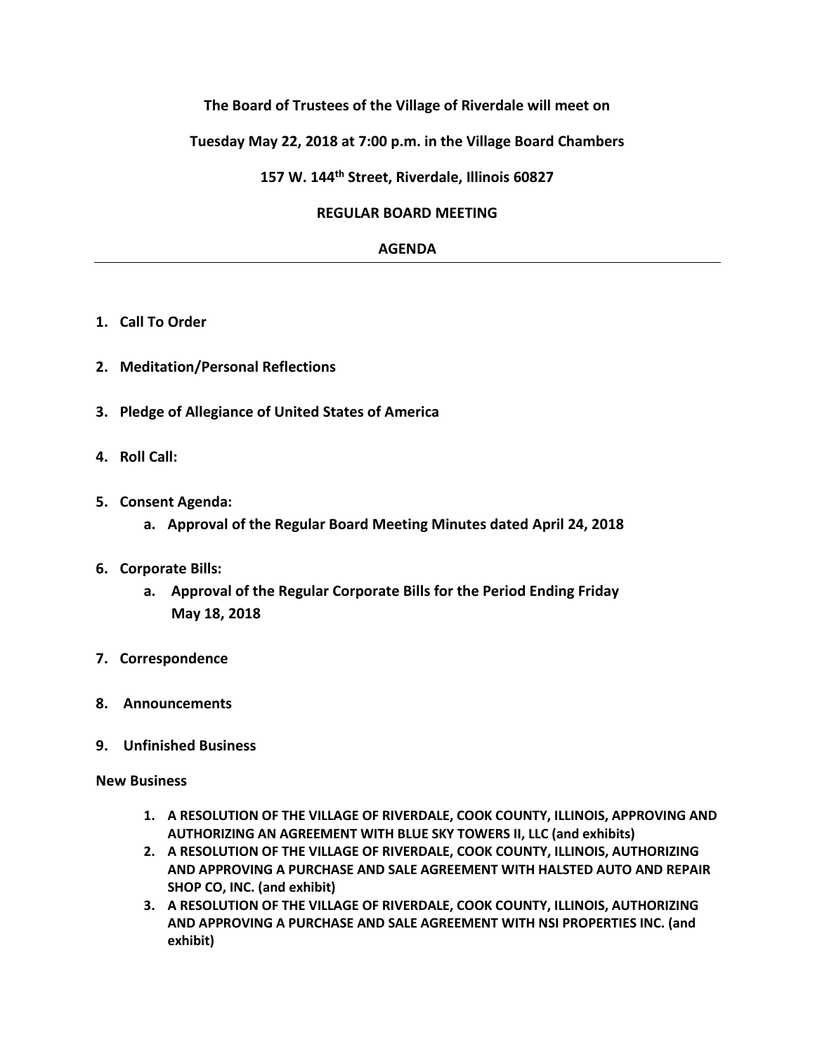**The Board of Trustees of the Village of Riverdale will meet on**

**Tuesday May 22, 2018 at 7:00 p.m. in the Village Board Chambers**

**157 W. 144th Street, Riverdale, Illinois 60827**

**REGULAR BOARD MEETING**

**AGENDA**

---

1. **Call To Order**

2. **Meditation/Personal Reflections**

3. **Pledge of Allegiance of United States of America**

4. **Roll Call:**

5. **Consent Agenda:**
   a. **Approval of the Regular Board Meeting Minutes dated April 24, 2018**

6. **Corporate Bills:**
   a. **Approval of the Regular Corporate Bills for the Period Ending Friday May 18, 2018**

7. **Correspondence**

8. **Announcements**

9. **Unfinished Business**

**New Business**

1. **A RESOLUTION OF THE VILLAGE OF RIVERDALE, COOK COUNTY, ILLINOIS, APPROVING AND AUTHORIZING AN AGREEMENT WITH BLUE SKY TOWERS II, LLC (and exhibits)**
2. **A RESOLUTION OF THE VILLAGE OF RIVERDALE, COOK COUNTY, ILLINOIS, AUTHORIZING AND APPROVING A PURCHASE AND SALE AGREEMENT WITH HALSTED AUTO AND REPAIR SHOP CO, INC. (and exhibit)**
3. **A RESOLUTION OF THE VILLAGE OF RIVERDALE, COOK COUNTY, ILLINOIS, AUTHORIZING AND APPROVING A PURCHASE AND SALE AGREEMENT WITH NSI PROPERTIES INC. (and exhibit)**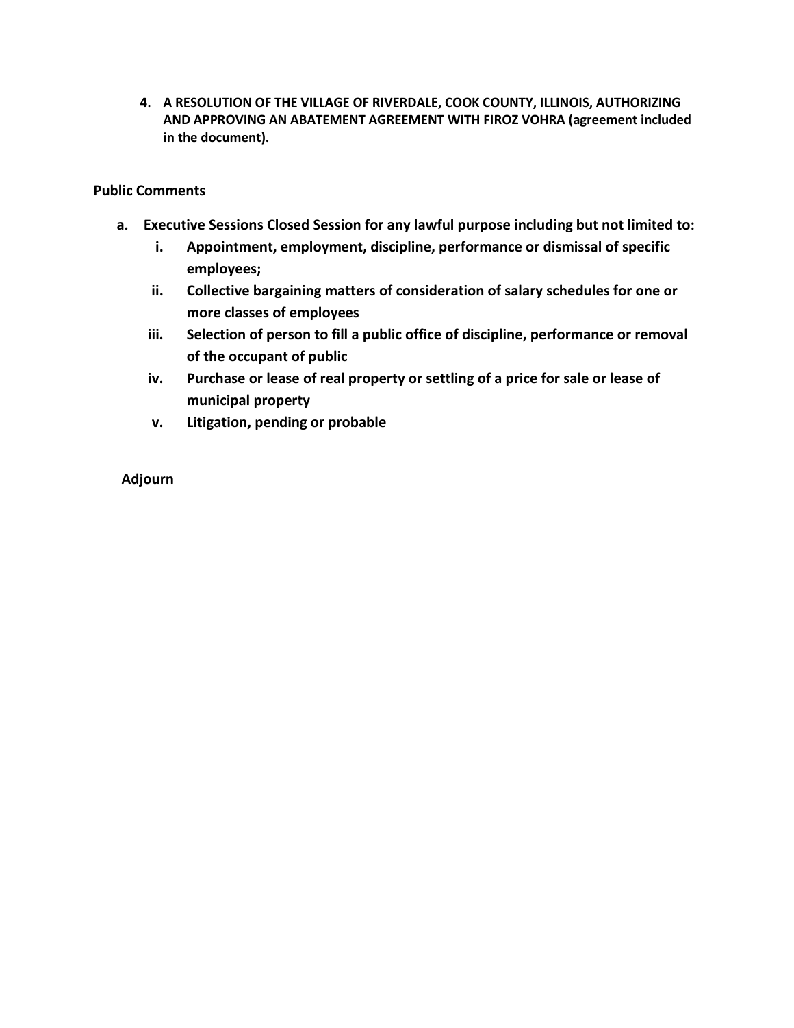4. **A RESOLUTION OF THE VILLAGE OF RIVERDALE, COOK COUNTY, ILLINOIS, AUTHORIZING AND APPROVING AN ABATEMENT AGREEMENT WITH FIROZ VOHRA (agreement included in the document).**

**Public Comments**

a. **Executive Sessions Closed Session for any lawful purpose including but not limited to:**
   i. **Appointment, employment, discipline, performance or dismissal of specific employees;**
   ii. **Collective bargaining matters of consideration of salary schedules for one or more classes of employees**
   iii. **Selection of person to fill a public office of discipline, performance or removal of the occupant of public**
   iv. **Purchase or lease of real property or settling of a price for sale or lease of municipal property**
   v. **Litigation, pending or probable**

**Adjourn**